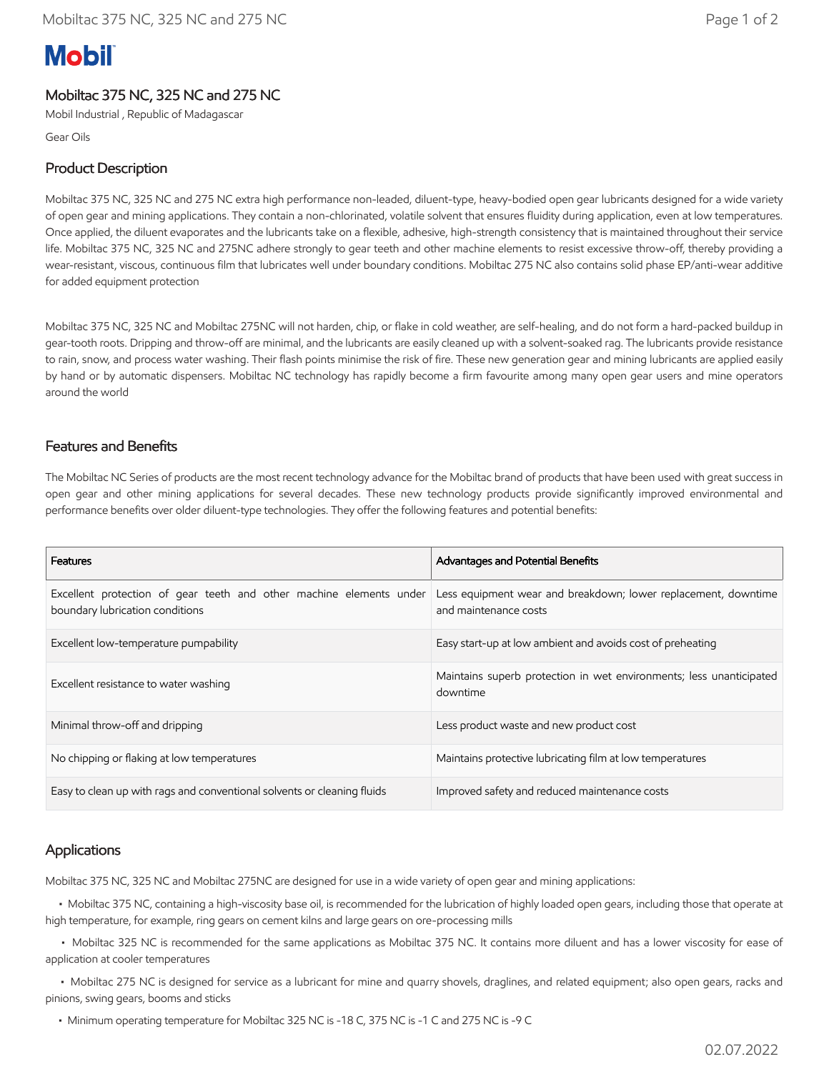# Mobil

## Mobiltac 375 NC, 325 NC and 275 NC

Mobil Industrial , Republic of Madagascar

Gear Oils

## Product Description

Mobiltac 375 NC, 325 NC and 275 NC extra high performance non-leaded, diluent-type, heavy-bodied open gear lubricants designed for a wide variety of open gear and mining applications. They contain a non-chlorinated, volatile solvent that ensures fluidity during application, even at low temperatures. Once applied, the diluent evaporates and the lubricants take on a flexible, adhesive, high-strength consistency that is maintained throughout their service life. Mobiltac 375 NC, 325 NC and 275NC adhere strongly to gear teeth and other machine elements to resist excessive throw-off, thereby providing a wear-resistant, viscous, continuous film that lubricates well under boundary conditions. Mobiltac 275 NC also contains solid phase EP/anti-wear additive for added equipment protection

Mobiltac 375 NC, 325 NC and Mobiltac 275NC will not harden, chip, or flake in cold weather, are self-healing, and do not form a hard-packed buildup in gear-tooth roots. Dripping and throw-off are minimal, and the lubricants are easily cleaned up with a solvent-soaked rag. The lubricants provide resistance to rain, snow, and process water washing. Their flash points minimise the risk of fire. These new generation gear and mining lubricants are applied easily by hand or by automatic dispensers. Mobiltac NC technology has rapidly become a firm favourite among many open gear users and mine operators around the world

## Features and Benefits

The Mobiltac NC Series of products are the most recent technology advance for the Mobiltac brand of products that have been used with great success in open gear and other mining applications for several decades. These new technology products provide significantly improved environmental and performance benefits over older diluent-type technologies. They offer the following features and potential benefits:

| Features | Advantages and Potential Benefits |
| --- | --- |
| Excellent protection of gear teeth and other machine elements under boundary lubrication conditions | Less equipment wear and breakdown; lower replacement, downtime and maintenance costs |
| Excellent low-temperature pumpability | Easy start-up at low ambient and avoids cost of preheating |
| Excellent resistance to water washing | Maintains superb protection in wet environments; less unanticipated downtime |
| Minimal throw-off and dripping | Less product waste and new product cost |
| No chipping or flaking at low temperatures | Maintains protective lubricating film at low temperatures |
| Easy to clean up with rags and conventional solvents or cleaning fluids | Improved safety and reduced maintenance costs |

## Applications

Mobiltac 375 NC, 325 NC and Mobiltac 275NC are designed for use in a wide variety of open gear and mining applications:

- Mobiltac 375 NC, containing a high-viscosity base oil, is recommended for the lubrication of highly loaded open gears, including those that operate at high temperature, for example, ring gears on cement kilns and large gears on ore-processing mills
- Mobiltac 325 NC is recommended for the same applications as Mobiltac 375 NC. It contains more diluent and has a lower viscosity for ease of application at cooler temperatures
- Mobiltac 275 NC is designed for service as a lubricant for mine and quarry shovels, draglines, and related equipment; also open gears, racks and pinions, swing gears, booms and sticks
- Minimum operating temperature for Mobiltac 325 NC is -18 C, 375 NC is -1 C and 275 NC is -9 C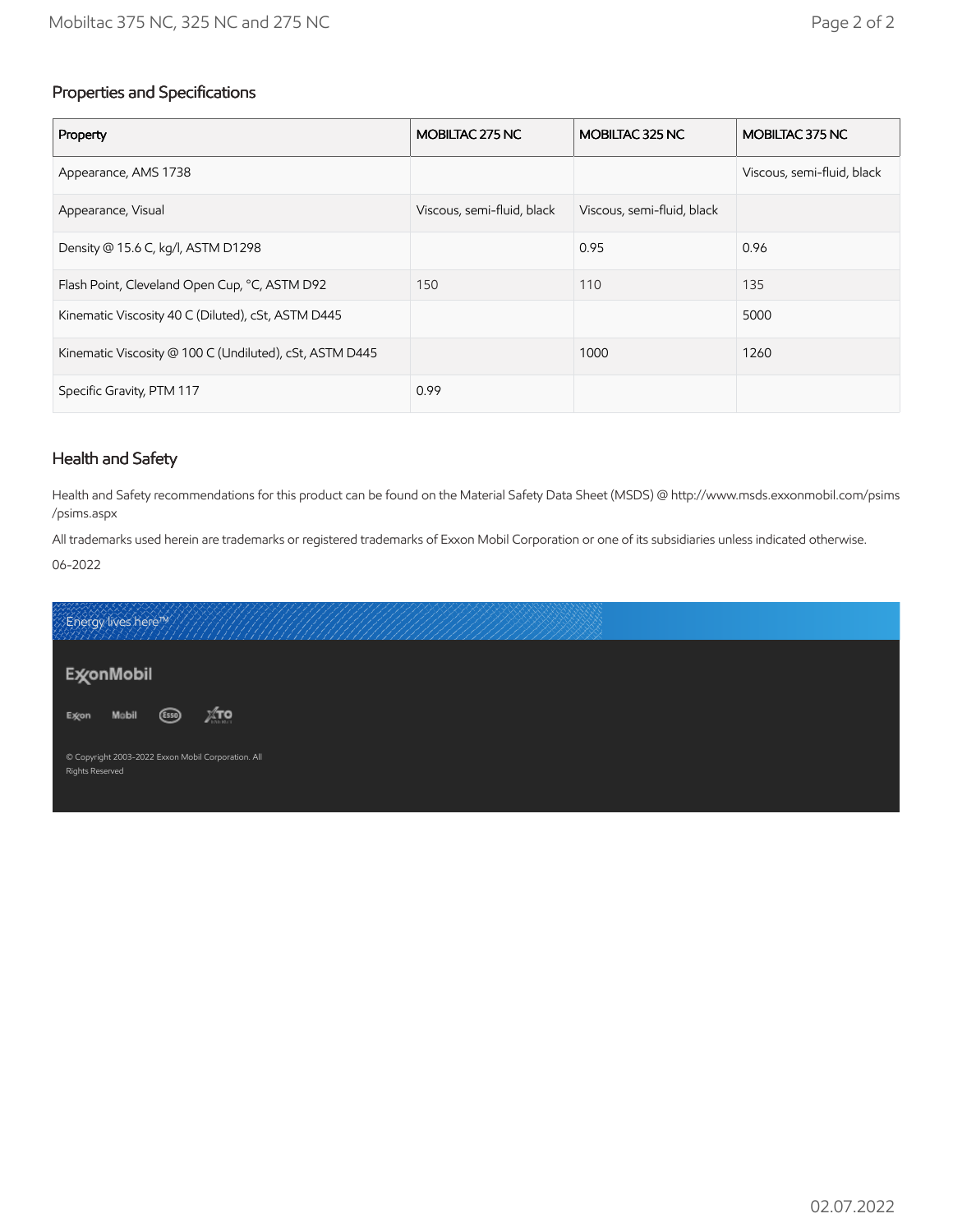## Properties and Specifications

| Property | MOBILTAC 275 NC | MOBILTAC 325 NC | MOBILTAC 375 NC |
|---|---|---|---|
| Appearance, AMS 1738 | | | Viscous, semi-fluid, black |
| Appearance, Visual | Viscous, semi-fluid, black | Viscous, semi-fluid, black | |
| Density @ 15.6 C, kg/l, ASTM D1298 | | 0.95 | 0.96 |
| Flash Point, Cleveland Open Cup, °C, ASTM D92 | 150 | 110 | 135 |
| Kinematic Viscosity 40 C (Diluted), cSt, ASTM D445 | | | 5000 |
| Kinematic Viscosity @ 100 C (Undiluted), cSt, ASTM D445 | | 1000 | 1260 |
| Specific Gravity, PTM 117 | 0.99 | | |

## Health and Safety

Health and Safety recommendations for this product can be found on the Material Safety Data Sheet (MSDS) @ http://www.msds.exxonmobil.com/psims/psims.aspx

All trademarks used herein are trademarks or registered trademarks of Exxon Mobil Corporation or one of its subsidiaries unless indicated otherwise.

06-2022

Energy lives here™

ExxonMobil

Exxon Mobil Esso XTO

© Copyright 2003-2022 Exxon Mobil Corporation. All Rights Reserved